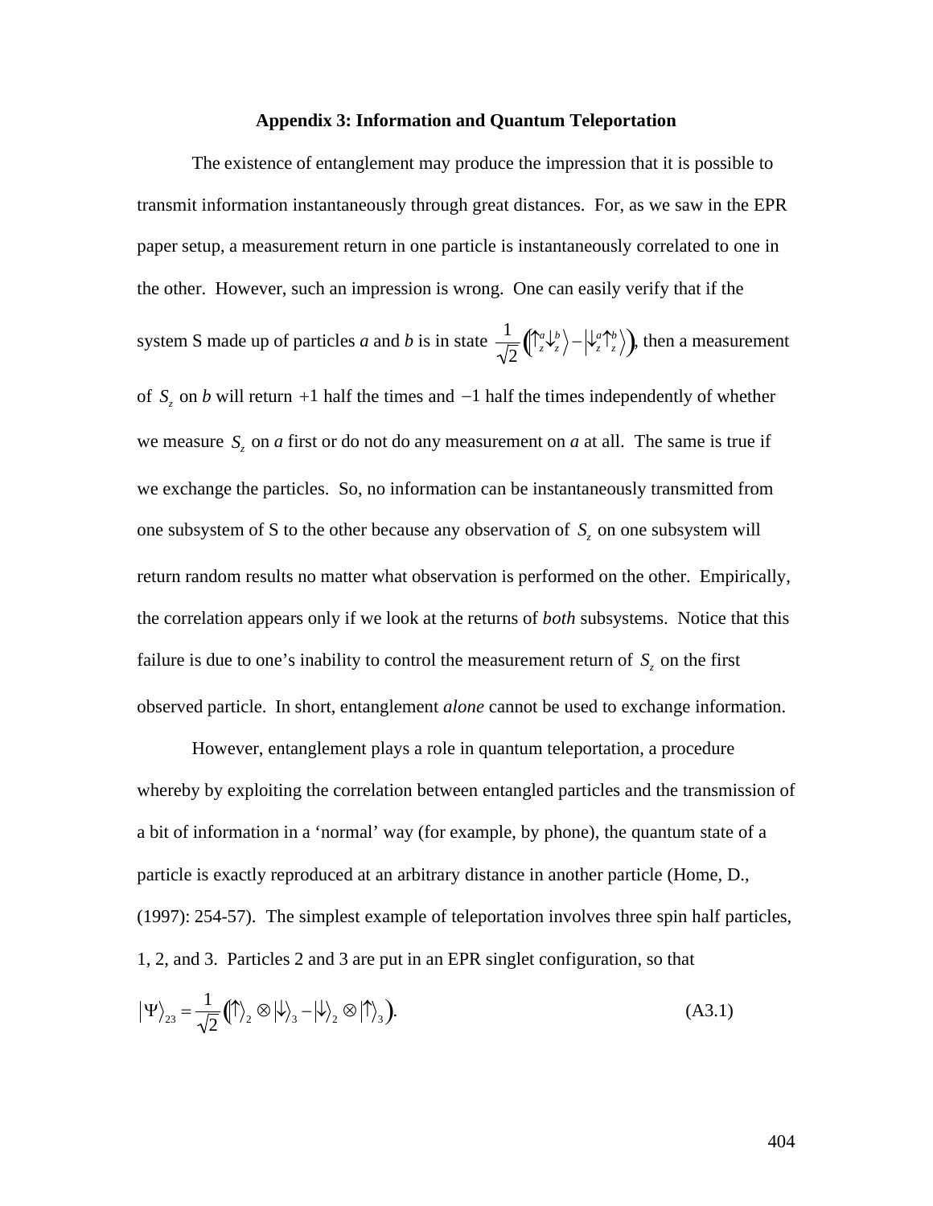# Appendix 3: Information and Quantum Teleportation

The existence of entanglement may produce the impression that it is possible to transmit information instantaneously through great distances. For, as we saw in the EPR paper setup, a measurement return in one particle is instantaneously correlated to one in the other. However, such an impression is wrong. One can easily verify that if the system S made up of particles *a* and *b* is in state $\frac{1}{\sqrt{2}}\left(\left|\uparrow_z^a \downarrow_z^b\right\rangle - \left|\downarrow_z^a \uparrow_z^b\right\rangle\right)$, then a measurement of $S_z$ on *b* will return $+1$ half the times and $-1$ half the times independently of whether we measure $S_z$ on *a* first or do not do any measurement on *a* at all. The same is true if we exchange the particles. So, no information can be instantaneously transmitted from one subsystem of S to the other because any observation of $S_z$ on one subsystem will return random results no matter what observation is performed on the other. Empirically, the correlation appears only if we look at the returns of *both* subsystems. Notice that this failure is due to one's inability to control the measurement return of $S_z$ on the first observed particle. In short, entanglement *alone* cannot be used to exchange information.

However, entanglement plays a role in quantum teleportation, a procedure whereby by exploiting the correlation between entangled particles and the transmission of a bit of information in a 'normal' way (for example, by phone), the quantum state of a particle is exactly reproduced at an arbitrary distance in another particle (Home, D., (1997): 254-57). The simplest example of teleportation involves three spin half particles, 1, 2, and 3. Particles 2 and 3 are put in an EPR singlet configuration, so that

$$\left|\Psi\right\rangle_{23} = \frac{1}{\sqrt{2}}\left(\left|\uparrow\right\rangle_2 \otimes \left|\downarrow\right\rangle_3 - \left|\downarrow\right\rangle_2 \otimes \left|\uparrow\right\rangle_3\right). \tag{A3.1}$$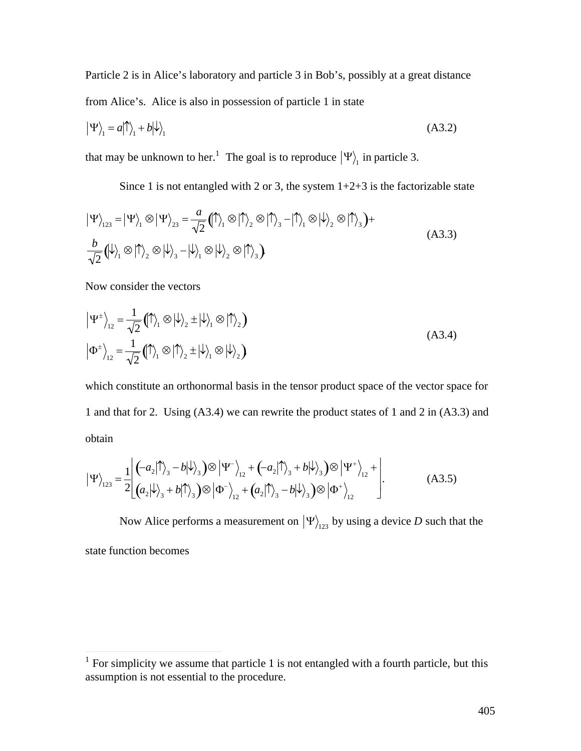Particle 2 is in Alice's laboratory and particle 3 in Bob's, possibly at a great distance from Alice's. Alice is also in possession of particle 1 in state

$$\left|\Psi\right\rangle_1 = a\left|\uparrow\right\rangle_1 + b\left|\downarrow\right\rangle_1 \tag{A3.2}$$

that may be unknown to her.[1] The goal is to reproduce $\left|\Psi\right\rangle_1$ in particle 3.

Since 1 is not entangled with 2 or 3, the system 1+2+3 is the factorizable state

$$\left|\Psi\right\rangle_{123} = \left|\Psi\right\rangle_1 \otimes \left|\Psi\right\rangle_{23} = \frac{a}{\sqrt{2}}\left(\left|\uparrow\right\rangle_1 \otimes \left|\uparrow\right\rangle_2 \otimes \left|\uparrow\right\rangle_3 - \left|\uparrow\right\rangle_1 \otimes \left|\downarrow\right\rangle_2 \otimes \left|\uparrow\right\rangle_3\right) + \frac{b}{\sqrt{2}}\left(\left|\downarrow\right\rangle_1 \otimes \left|\uparrow\right\rangle_2 \otimes \left|\downarrow\right\rangle_3 - \left|\downarrow\right\rangle_1 \otimes \left|\downarrow\right\rangle_2 \otimes \left|\uparrow\right\rangle_3\right) \tag{A3.3}$$

Now consider the vectors

$$\left|\Psi^{\pm}\right\rangle_{12} = \frac{1}{\sqrt{2}}\left(\left|\uparrow\right\rangle_1 \otimes \left|\downarrow\right\rangle_2 \pm \left|\downarrow\right\rangle_1 \otimes \left|\uparrow\right\rangle_2\right)$$
$$\left|\Phi^{\pm}\right\rangle_{12} = \frac{1}{\sqrt{2}}\left(\left|\uparrow\right\rangle_1 \otimes \left|\uparrow\right\rangle_2 \pm \left|\downarrow\right\rangle_1 \otimes \left|\downarrow\right\rangle_2\right) \tag{A3.4}$$

which constitute an orthonormal basis in the tensor product space of the vector space for 1 and that for 2. Using (A3.4) we can rewrite the product states of 1 and 2 in (A3.3) and obtain

$$\left|\Psi\right\rangle_{123} = \frac{1}{2}\left[\begin{array}{l}\left(-a_2\left|\uparrow\right\rangle_3 - b\left|\downarrow\right\rangle_3\right)\otimes\left|\Psi^-\right\rangle_{12} + \left(-a_2\left|\uparrow\right\rangle_3 + b\left|\downarrow\right\rangle_3\right)\otimes\left|\Psi^+\right\rangle_{12} + \\ \left(a_2\left|\downarrow\right\rangle_3 + b\left|\uparrow\right\rangle_3\right)\otimes\left|\Phi^-\right\rangle_{12} + \left(a_2\left|\uparrow\right\rangle_3 - b\left|\downarrow\right\rangle_3\right)\otimes\left|\Phi^+\right\rangle_{12}\end{array}\right]. \tag{A3.5}$$

Now Alice performs a measurement on $\left|\Psi\right\rangle_{123}$ by using a device *D* such that the state function becomes

[1] For simplicity we assume that particle 1 is not entangled with a fourth particle, but this assumption is not essential to the procedure.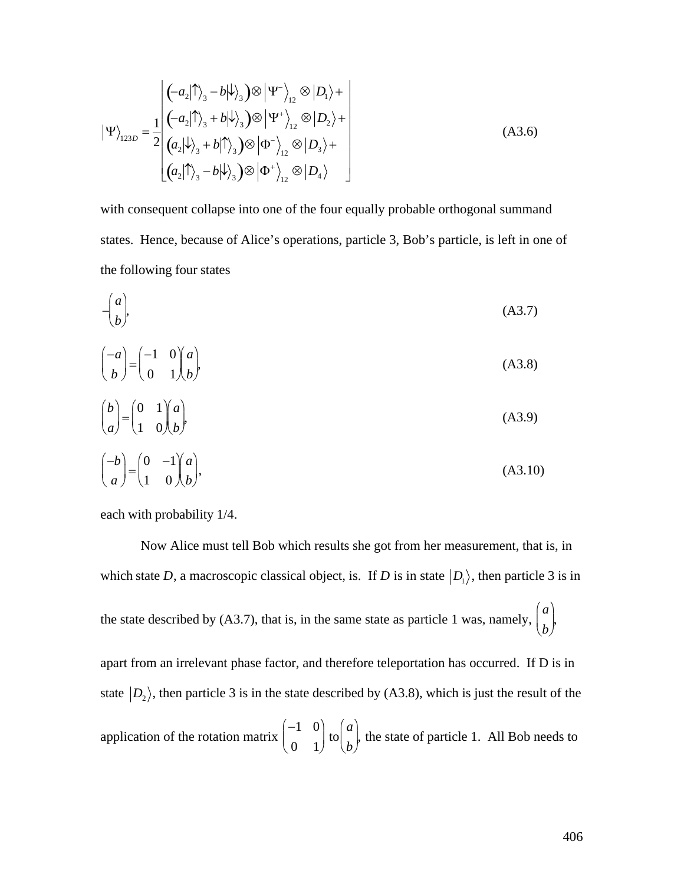$$
|\Psi\rangle_{123D} = \frac{1}{2}\left[\begin{array}{l}
\left(-a_2|\uparrow\rangle_3 - b|\downarrow\rangle_3\right)\otimes\left|\Psi^-\right\rangle_{12}\otimes|D_1\rangle + \\
\left(-a_2|\uparrow\rangle_3 + b|\downarrow\rangle_3\right)\otimes\left|\Psi^+\right\rangle_{12}\otimes|D_2\rangle + \\
\left(a_2|\downarrow\rangle_3 + b|\uparrow\rangle_3\right)\otimes\left|\Phi^-\right\rangle_{12}\otimes|D_3\rangle + \\
\left(a_2|\uparrow\rangle_3 - b|\downarrow\rangle_3\right)\otimes\left|\Phi^+\right\rangle_{12}\otimes|D_4\rangle
\end{array}\right] \tag{A3.6}
$$

with consequent collapse into one of the four equally probable orthogonal summand states. Hence, because of Alice's operations, particle 3, Bob's particle, is left in one of the following four states

$$
-\begin{pmatrix} a \\ b \end{pmatrix}, \tag{A3.7}
$$

$$
\begin{pmatrix} -a \\ b \end{pmatrix} = \begin{pmatrix} -1 & 0 \\ 0 & 1 \end{pmatrix}\begin{pmatrix} a \\ b \end{pmatrix}, \tag{A3.8}
$$

$$
\begin{pmatrix} b \\ a \end{pmatrix} = \begin{pmatrix} 0 & 1 \\ 1 & 0 \end{pmatrix}\begin{pmatrix} a \\ b \end{pmatrix}, \tag{A3.9}
$$

$$
\begin{pmatrix} -b \\ a \end{pmatrix} = \begin{pmatrix} 0 & -1 \\ 1 & 0 \end{pmatrix}\begin{pmatrix} a \\ b \end{pmatrix}, \tag{A3.10}
$$

each with probability 1/4.

Now Alice must tell Bob which results she got from her measurement, that is, in which state $D$, a macroscopic classical object, is. If $D$ is in state $|D_1\rangle$, then particle 3 is in the state described by (A3.7), that is, in the same state as particle 1 was, namely, $\begin{pmatrix} a \\ b \end{pmatrix}$, apart from an irrelevant phase factor, and therefore teleportation has occurred. If D is in state $|D_2\rangle$, then particle 3 is in the state described by (A3.8), which is just the result of the application of the rotation matrix $\begin{pmatrix} -1 & 0 \\ 0 & 1 \end{pmatrix}$ to $\begin{pmatrix} a \\ b \end{pmatrix}$, the state of particle 1. All Bob needs to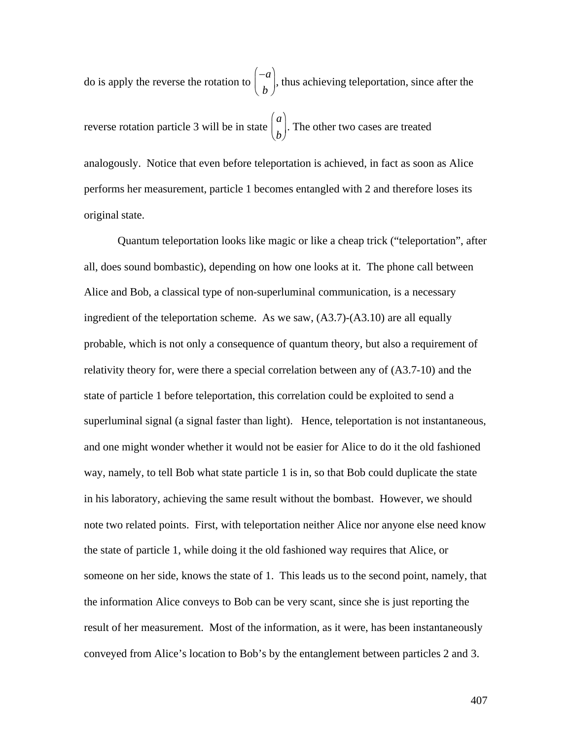do is apply the reverse the rotation to $\begin{pmatrix} -a \\ b \end{pmatrix}$, thus achieving teleportation, since after the reverse rotation particle 3 will be in state $\begin{pmatrix} a \\ b \end{pmatrix}$. The other two cases are treated analogously. Notice that even before teleportation is achieved, in fact as soon as Alice performs her measurement, particle 1 becomes entangled with 2 and therefore loses its original state.

Quantum teleportation looks like magic or like a cheap trick ("teleportation", after all, does sound bombastic), depending on how one looks at it. The phone call between Alice and Bob, a classical type of non-superluminal communication, is a necessary ingredient of the teleportation scheme. As we saw, (A3.7)-(A3.10) are all equally probable, which is not only a consequence of quantum theory, but also a requirement of relativity theory for, were there a special correlation between any of (A3.7-10) and the state of particle 1 before teleportation, this correlation could be exploited to send a superluminal signal (a signal faster than light). Hence, teleportation is not instantaneous, and one might wonder whether it would not be easier for Alice to do it the old fashioned way, namely, to tell Bob what state particle 1 is in, so that Bob could duplicate the state in his laboratory, achieving the same result without the bombast. However, we should note two related points. First, with teleportation neither Alice nor anyone else need know the state of particle 1, while doing it the old fashioned way requires that Alice, or someone on her side, knows the state of 1. This leads us to the second point, namely, that the information Alice conveys to Bob can be very scant, since she is just reporting the result of her measurement. Most of the information, as it were, has been instantaneously conveyed from Alice's location to Bob's by the entanglement between particles 2 and 3.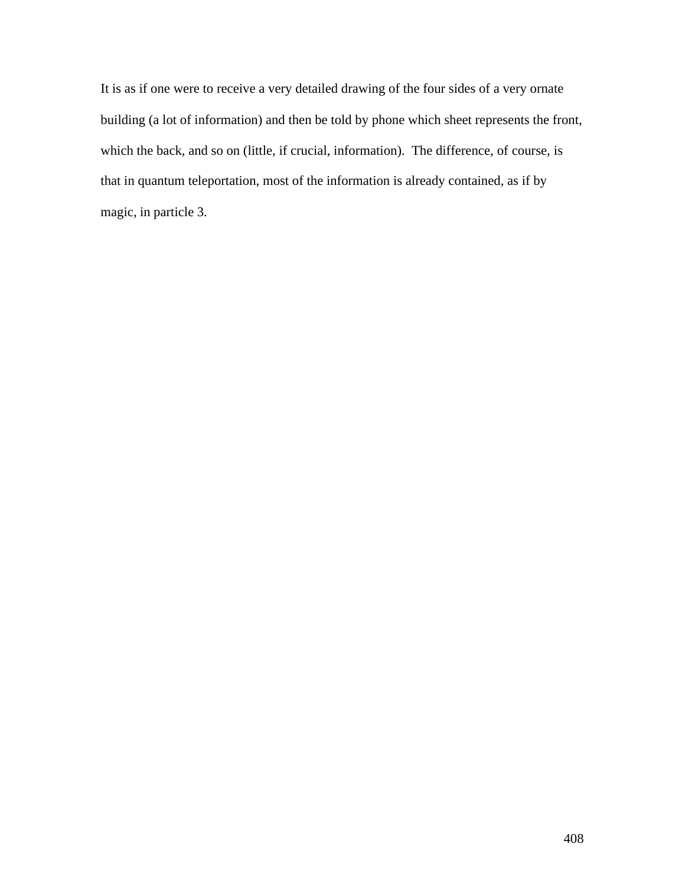It is as if one were to receive a very detailed drawing of the four sides of a very ornate building (a lot of information) and then be told by phone which sheet represents the front, which the back, and so on (little, if crucial, information). The difference, of course, is that in quantum teleportation, most of the information is already contained, as if by magic, in particle 3.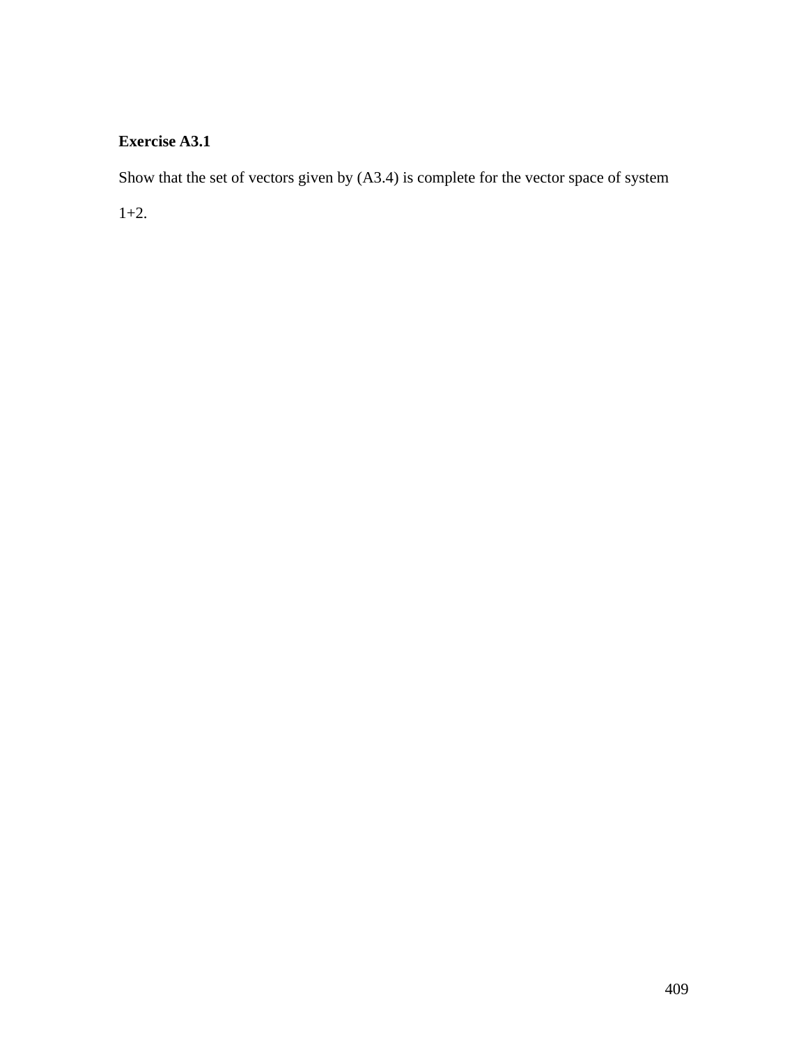**Exercise A3.1**

Show that the set of vectors given by (A3.4) is complete for the vector space of system 1+2.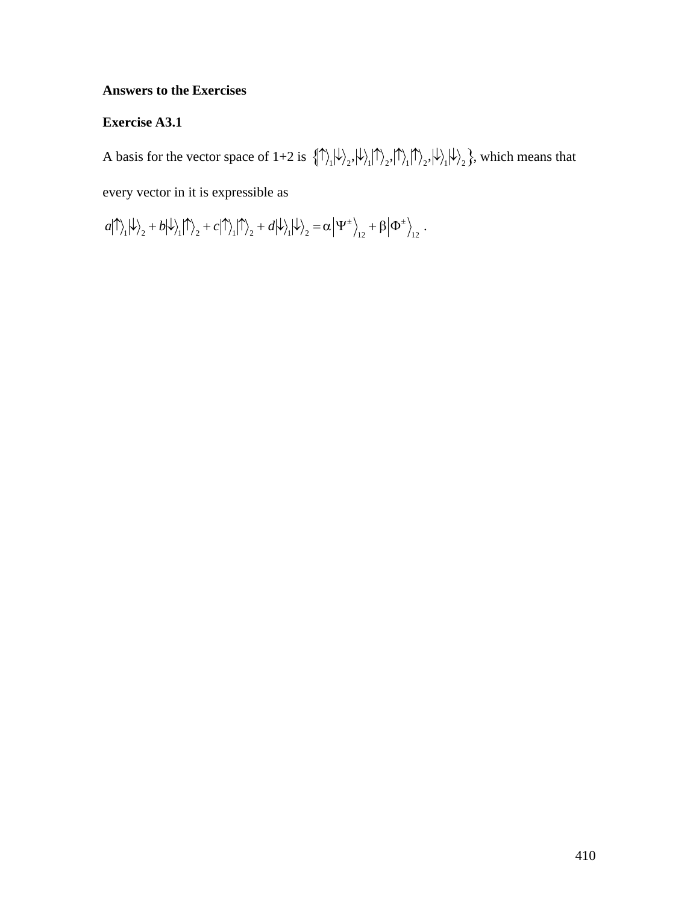**Answers to the Exercises**

**Exercise A3.1**

A basis for the vector space of 1+2 is $\{|\uparrow\rangle_1|\downarrow\rangle_2, |\downarrow\rangle_1|\uparrow\rangle_2, |\uparrow\rangle_1|\uparrow\rangle_2, |\downarrow\rangle_1|\downarrow\rangle_2\}$, which means that every vector in it is expressible as

$$a|\uparrow\rangle_1|\downarrow\rangle_2 + b|\downarrow\rangle_1|\uparrow\rangle_2 + c|\uparrow\rangle_1|\uparrow\rangle_2 + d|\downarrow\rangle_1|\downarrow\rangle_2 = \alpha\left|\Psi^{\pm}\right\rangle_{12} + \beta\left|\Phi^{\pm}\right\rangle_{12} \ .$$